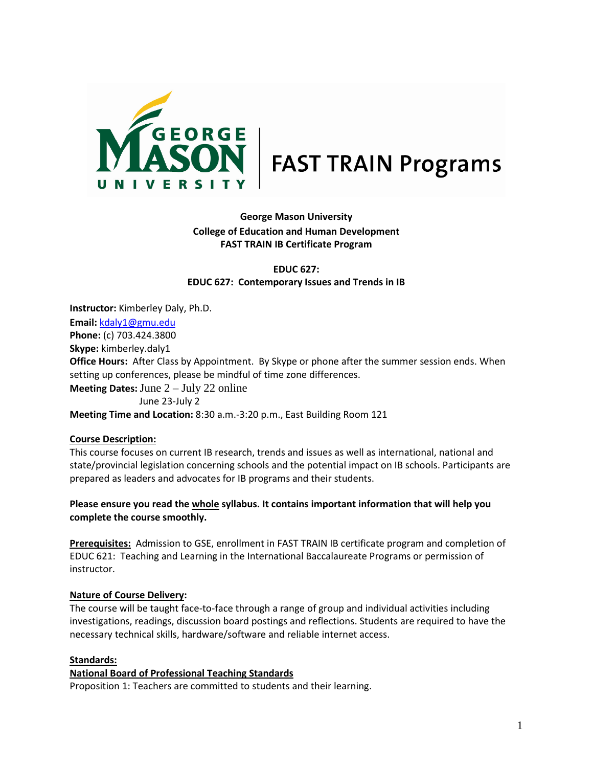George Mason University
College of Education and Human Development
FAST TRAIN IB Certificate Program

**EDUC 627:**
**EDUC 627: Contemporary Issues and Trends in IB**

**Instructor:** Kimberley Daly, Ph.D.
**Email:** kdaly1@gmu.edu
**Phone:** (c) 703.424.3800
**Skype:** kimberley.daly1
**Office Hours:** After Class by Appointment. By Skype or phone after the summer session ends. When setting up conferences, please be mindful of time zone differences.
**Meeting Dates:** June 2 – July 22 online
June 23-July 2
**Meeting Time and Location:** 8:30 a.m.-3:20 p.m., East Building Room 121

**Course Description:**
This course focuses on current IB research, trends and issues as well as international, national and state/provincial legislation concerning schools and the potential impact on IB schools. Participants are prepared as leaders and advocates for IB programs and their students.

**Please ensure you read the whole syllabus. It contains important information that will help you complete the course smoothly.**

**Prerequisites:** Admission to GSE, enrollment in FAST TRAIN IB certificate program and completion of EDUC 621: Teaching and Learning in the International Baccalaureate Programs or permission of instructor.

**Nature of Course Delivery:**
The course will be taught face-to-face through a range of group and individual activities including investigations, readings, discussion board postings and reflections. Students are required to have the necessary technical skills, hardware/software and reliable internet access.

**Standards:**
**National Board of Professional Teaching Standards**
Proposition 1: Teachers are committed to students and their learning.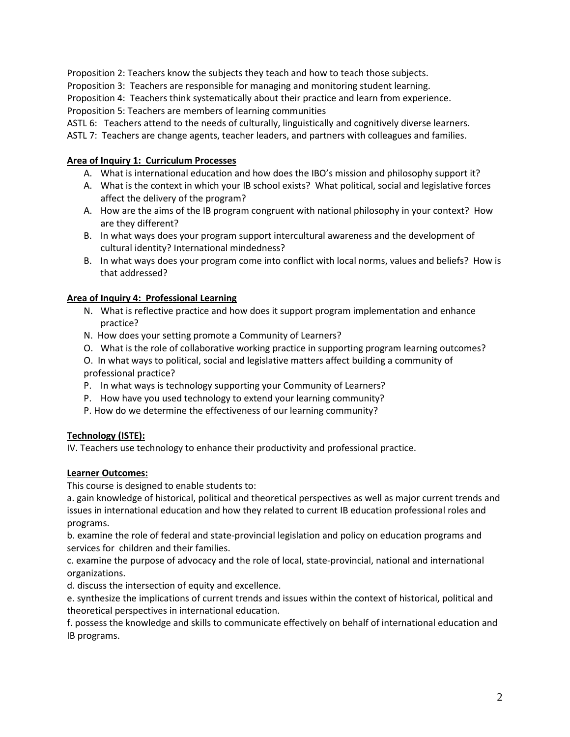Proposition 2: Teachers know the subjects they teach and how to teach those subjects.
Proposition 3: Teachers are responsible for managing and monitoring student learning.
Proposition 4: Teachers think systematically about their practice and learn from experience.
Proposition 5: Teachers are members of learning communities
ASTL 6: Teachers attend to the needs of culturally, linguistically and cognitively diverse learners.
ASTL 7: Teachers are change agents, teacher leaders, and partners with colleagues and families.

**Area of Inquiry 1: Curriculum Processes**

A. What is international education and how does the IBO's mission and philosophy support it?
A. What is the context in which your IB school exists? What political, social and legislative forces affect the delivery of the program?
A. How are the aims of the IB program congruent with national philosophy in your context? How are they different?
B. In what ways does your program support intercultural awareness and the development of cultural identity? International mindedness?
B. In what ways does your program come into conflict with local norms, values and beliefs? How is that addressed?

**Area of Inquiry 4: Professional Learning**

N. What is reflective practice and how does it support program implementation and enhance practice?
N. How does your setting promote a Community of Learners?
O. What is the role of collaborative working practice in supporting program learning outcomes?
O. In what ways to political, social and legislative matters affect building a community of professional practice?
P. In what ways is technology supporting your Community of Learners?
P. How have you used technology to extend your learning community?
P. How do we determine the effectiveness of our learning community?

**Technology (ISTE):**

IV. Teachers use technology to enhance their productivity and professional practice.

**Learner Outcomes:**

This course is designed to enable students to:

a. gain knowledge of historical, political and theoretical perspectives as well as major current trends and issues in international education and how they related to current IB education professional roles and programs.

b. examine the role of federal and state-provincial legislation and policy on education programs and services for children and their families.

c. examine the purpose of advocacy and the role of local, state-provincial, national and international organizations.

d. discuss the intersection of equity and excellence.

e. synthesize the implications of current trends and issues within the context of historical, political and theoretical perspectives in international education.

f. possess the knowledge and skills to communicate effectively on behalf of international education and IB programs.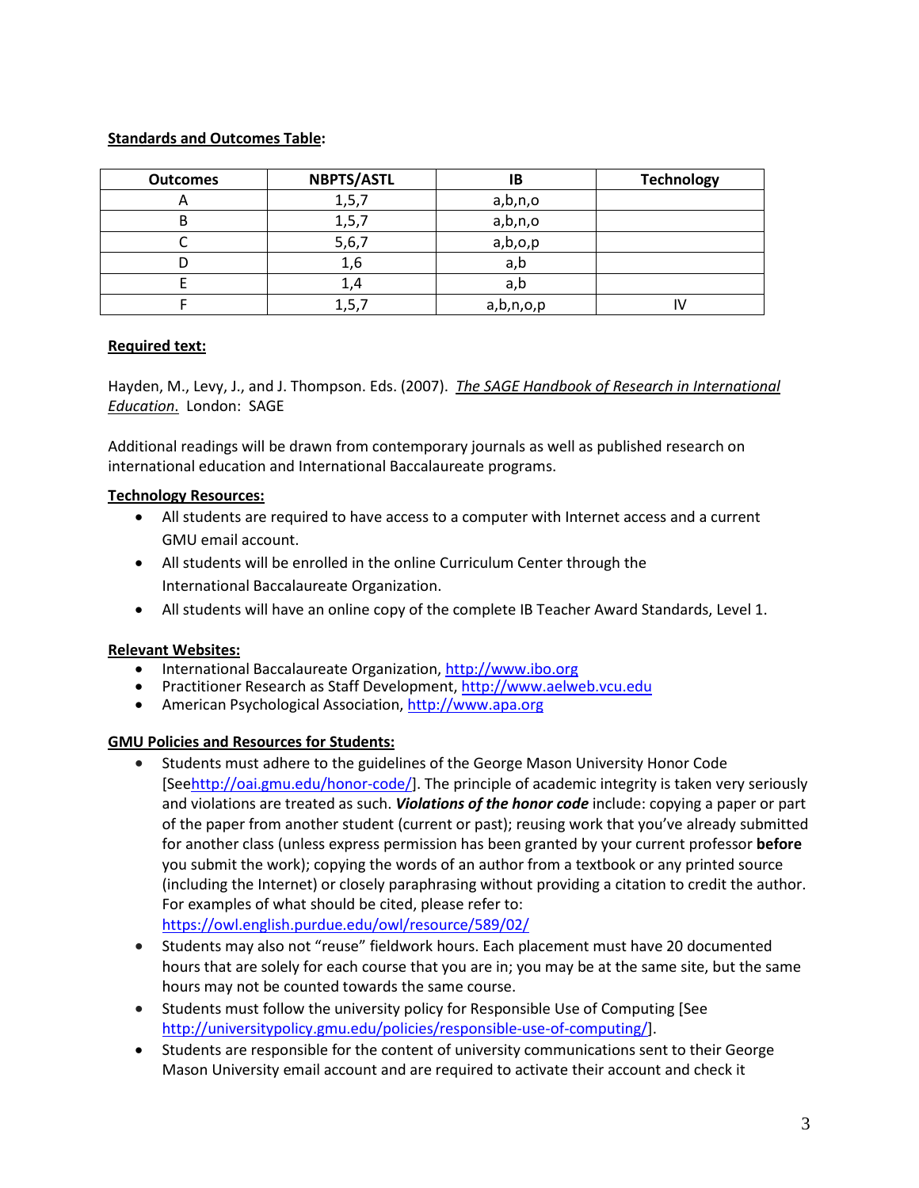**Standards and Outcomes Table:**

| Outcomes | NBPTS/ASTL | IB | Technology |
|---|---|---|---|
| A | 1,5,7 | a,b,n,o | |
| B | 1,5,7 | a,b,n,o | |
| C | 5,6,7 | a,b,o,p | |
| D | 1,6 | a,b | |
| E | 1,4 | a,b | |
| F | 1,5,7 | a,b,n,o,p | IV |

**Required text:**

Hayden, M., Levy, J., and J. Thompson. Eds. (2007). *The SAGE Handbook of Research in International Education.* London: SAGE

Additional readings will be drawn from contemporary journals as well as published research on international education and International Baccalaureate programs.

**Technology Resources:**

- All students are required to have access to a computer with Internet access and a current GMU email account.
- All students will be enrolled in the online Curriculum Center through the International Baccalaureate Organization.
- All students will have an online copy of the complete IB Teacher Award Standards, Level 1.

**Relevant Websites:**

- International Baccalaureate Organization, http://www.ibo.org
- Practitioner Research as Staff Development, http://www.aelweb.vcu.edu
- American Psychological Association, http://www.apa.org

**GMU Policies and Resources for Students:**

- Students must adhere to the guidelines of the George Mason University Honor Code [Seehttp://oai.gmu.edu/honor-code/]. The principle of academic integrity is taken very seriously and violations are treated as such. ***Violations of the honor code*** include: copying a paper or part of the paper from another student (current or past); reusing work that you've already submitted for another class (unless express permission has been granted by your current professor **before** you submit the work); copying the words of an author from a textbook or any printed source (including the Internet) or closely paraphrasing without providing a citation to credit the author. For examples of what should be cited, please refer to: https://owl.english.purdue.edu/owl/resource/589/02/
- Students may also not "reuse" fieldwork hours. Each placement must have 20 documented hours that are solely for each course that you are in; you may be at the same site, but the same hours may not be counted towards the same course.
- Students must follow the university policy for Responsible Use of Computing [See http://universitypolicy.gmu.edu/policies/responsible-use-of-computing/].
- Students are responsible for the content of university communications sent to their George Mason University email account and are required to activate their account and check it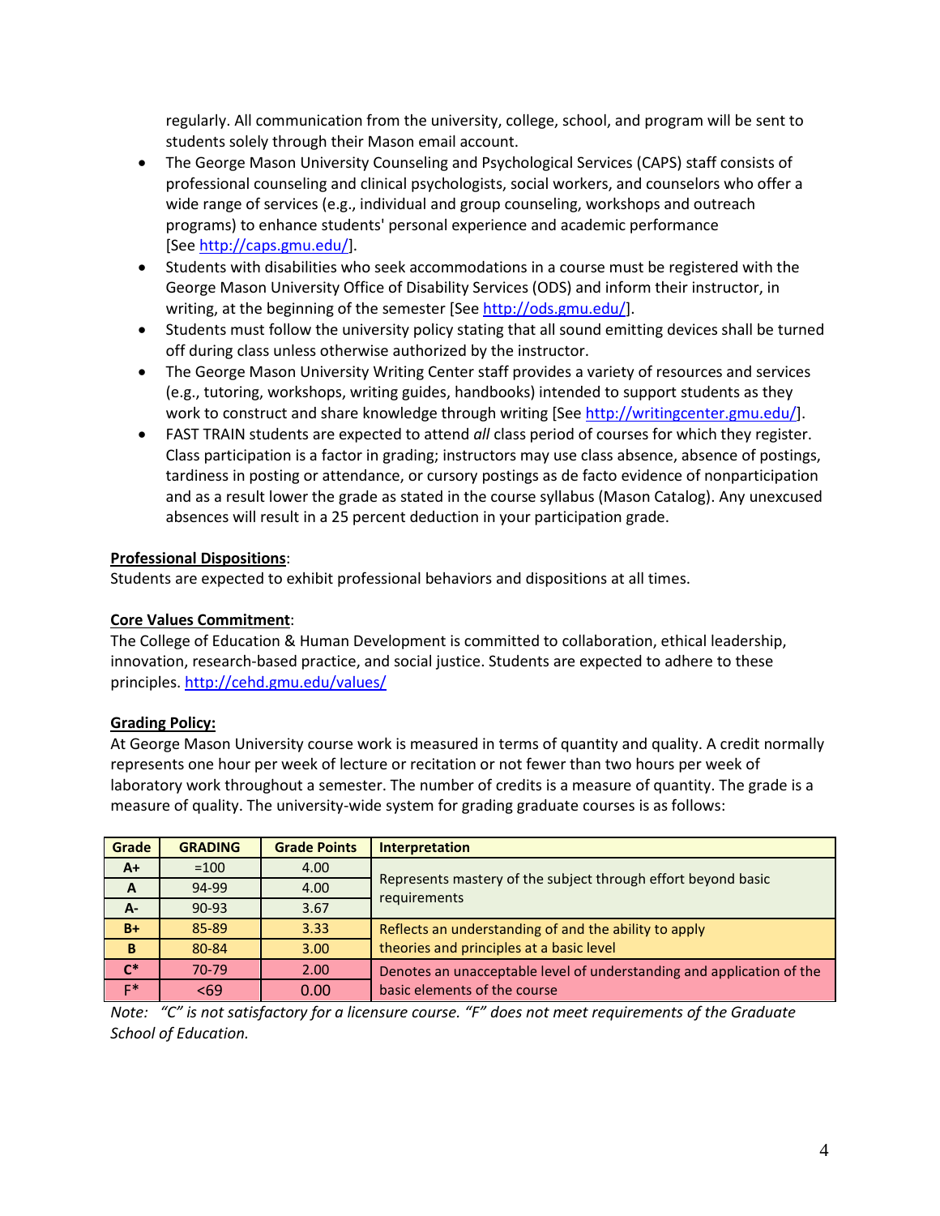regularly. All communication from the university, college, school, and program will be sent to students solely through their Mason email account.

- The George Mason University Counseling and Psychological Services (CAPS) staff consists of professional counseling and clinical psychologists, social workers, and counselors who offer a wide range of services (e.g., individual and group counseling, workshops and outreach programs) to enhance students' personal experience and academic performance [See http://caps.gmu.edu/].
- Students with disabilities who seek accommodations in a course must be registered with the George Mason University Office of Disability Services (ODS) and inform their instructor, in writing, at the beginning of the semester [See http://ods.gmu.edu/].
- Students must follow the university policy stating that all sound emitting devices shall be turned off during class unless otherwise authorized by the instructor.
- The George Mason University Writing Center staff provides a variety of resources and services (e.g., tutoring, workshops, writing guides, handbooks) intended to support students as they work to construct and share knowledge through writing [See http://writingcenter.gmu.edu/].
- FAST TRAIN students are expected to attend *all* class period of courses for which they register. Class participation is a factor in grading; instructors may use class absence, absence of postings, tardiness in posting or attendance, or cursory postings as de facto evidence of nonparticipation and as a result lower the grade as stated in the course syllabus (Mason Catalog). Any unexcused absences will result in a 25 percent deduction in your participation grade.

**Professional Dispositions**:
Students are expected to exhibit professional behaviors and dispositions at all times.

**Core Values Commitment**:
The College of Education & Human Development is committed to collaboration, ethical leadership, innovation, research-based practice, and social justice. Students are expected to adhere to these principles. http://cehd.gmu.edu/values/

**Grading Policy:**
At George Mason University course work is measured in terms of quantity and quality. A credit normally represents one hour per week of lecture or recitation or not fewer than two hours per week of laboratory work throughout a semester. The number of credits is a measure of quantity. The grade is a measure of quality. The university-wide system for grading graduate courses is as follows:

| Grade | GRADING | Grade Points | Interpretation |
|---|---|---|---|
| A+ | =100 | 4.00 | Represents mastery of the subject through effort beyond basic requirements |
| A | 94-99 | 4.00 | |
| A- | 90-93 | 3.67 | |
| B+ | 85-89 | 3.33 | Reflects an understanding of and the ability to apply theories and principles at a basic level |
| B | 80-84 | 3.00 | |
| C* | 70-79 | 2.00 | Denotes an unacceptable level of understanding and application of the basic elements of the course |
| F* | <69 | 0.00 | |

*Note: "C" is not satisfactory for a licensure course. "F" does not meet requirements of the Graduate School of Education.*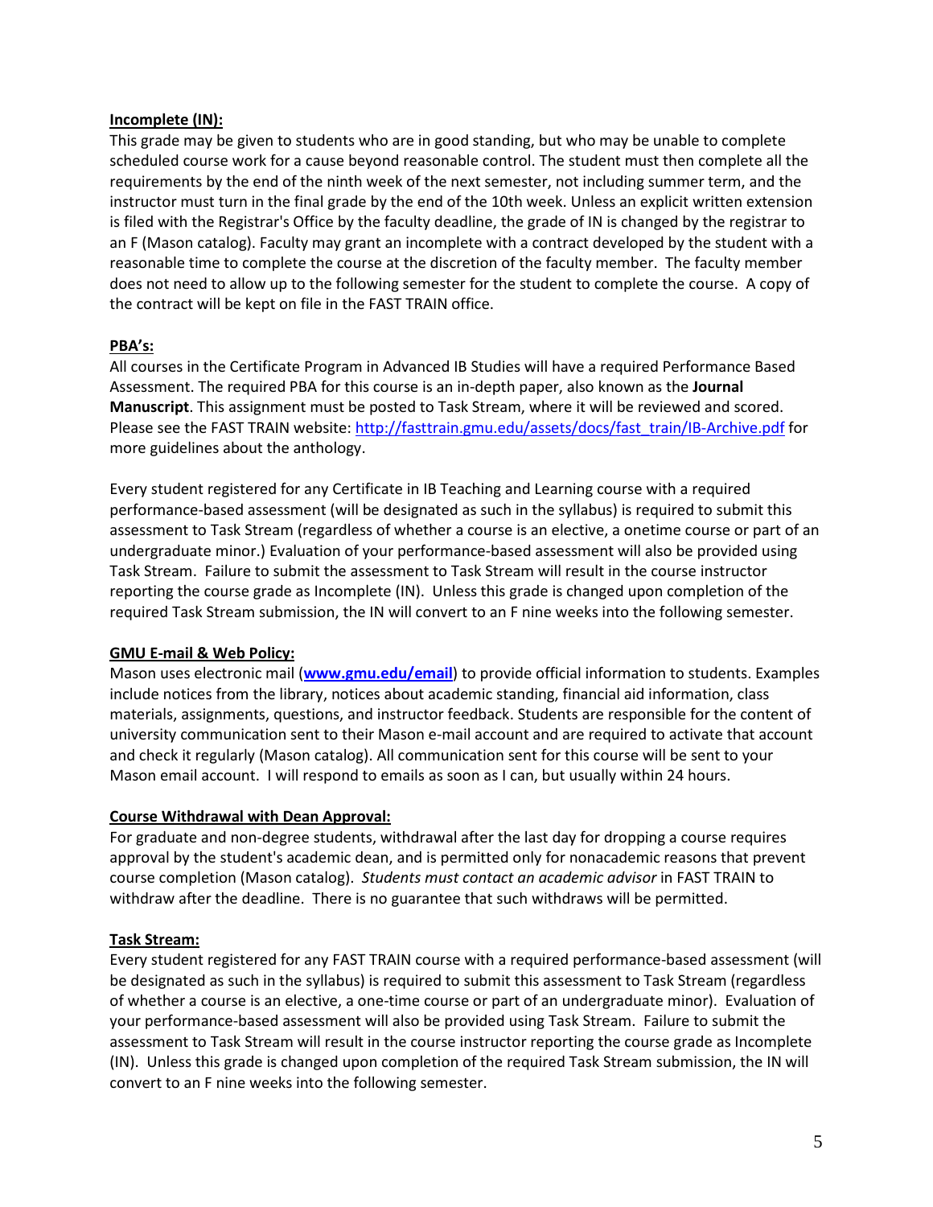**Incomplete (IN):**

This grade may be given to students who are in good standing, but who may be unable to complete scheduled course work for a cause beyond reasonable control. The student must then complete all the requirements by the end of the ninth week of the next semester, not including summer term, and the instructor must turn in the final grade by the end of the 10th week. Unless an explicit written extension is filed with the Registrar's Office by the faculty deadline, the grade of IN is changed by the registrar to an F (Mason catalog). Faculty may grant an incomplete with a contract developed by the student with a reasonable time to complete the course at the discretion of the faculty member. The faculty member does not need to allow up to the following semester for the student to complete the course. A copy of the contract will be kept on file in the FAST TRAIN office.

**PBA's:**

All courses in the Certificate Program in Advanced IB Studies will have a required Performance Based Assessment. The required PBA for this course is an in-depth paper, also known as the **Journal Manuscript**. This assignment must be posted to Task Stream, where it will be reviewed and scored. Please see the FAST TRAIN website: [http://fasttrain.gmu.edu/assets/docs/fast_train/IB-Archive.pdf](http://fasttrain.gmu.edu/assets/docs/fast_train/IB-Archive.pdf) for more guidelines about the anthology.

Every student registered for any Certificate in IB Teaching and Learning course with a required performance-based assessment (will be designated as such in the syllabus) is required to submit this assessment to Task Stream (regardless of whether a course is an elective, a onetime course or part of an undergraduate minor.) Evaluation of your performance-based assessment will also be provided using Task Stream. Failure to submit the assessment to Task Stream will result in the course instructor reporting the course grade as Incomplete (IN). Unless this grade is changed upon completion of the required Task Stream submission, the IN will convert to an F nine weeks into the following semester.

**GMU E-mail & Web Policy:**

Mason uses electronic mail (**[www.gmu.edu/email](http://www.gmu.edu/email)**) to provide official information to students. Examples include notices from the library, notices about academic standing, financial aid information, class materials, assignments, questions, and instructor feedback. Students are responsible for the content of university communication sent to their Mason e-mail account and are required to activate that account and check it regularly (Mason catalog). All communication sent for this course will be sent to your Mason email account. I will respond to emails as soon as I can, but usually within 24 hours.

**Course Withdrawal with Dean Approval:**

For graduate and non-degree students, withdrawal after the last day for dropping a course requires approval by the student's academic dean, and is permitted only for nonacademic reasons that prevent course completion (Mason catalog). *Students must contact an academic advisor* in FAST TRAIN to withdraw after the deadline. There is no guarantee that such withdraws will be permitted.

**Task Stream:**

Every student registered for any FAST TRAIN course with a required performance-based assessment (will be designated as such in the syllabus) is required to submit this assessment to Task Stream (regardless of whether a course is an elective, a one-time course or part of an undergraduate minor). Evaluation of your performance-based assessment will also be provided using Task Stream. Failure to submit the assessment to Task Stream will result in the course instructor reporting the course grade as Incomplete (IN). Unless this grade is changed upon completion of the required Task Stream submission, the IN will convert to an F nine weeks into the following semester.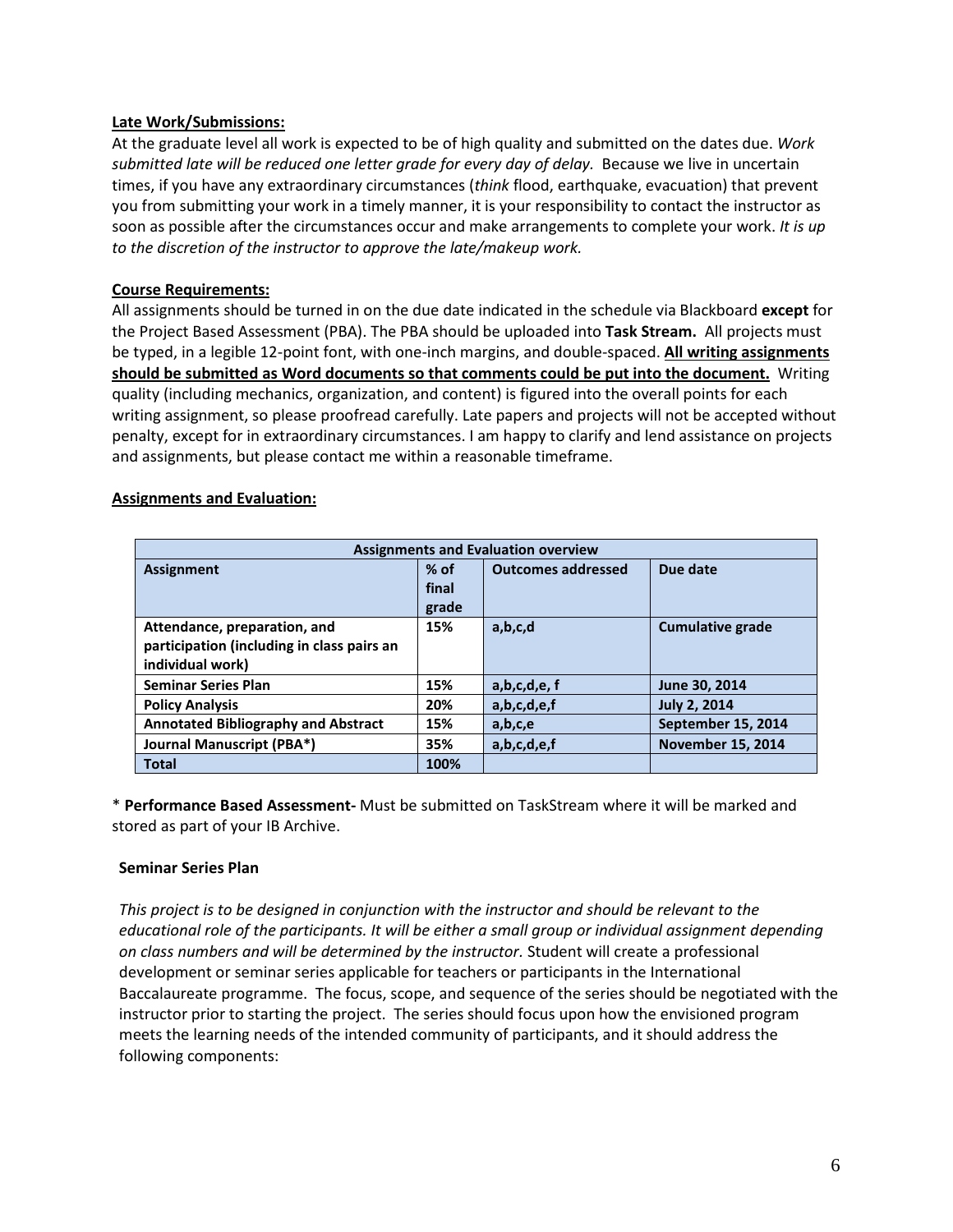**Late Work/Submissions:**

At the graduate level all work is expected to be of high quality and submitted on the dates due. *Work submitted late will be reduced one letter grade for every day of delay.* Because we live in uncertain times, if you have any extraordinary circumstances (*think* flood, earthquake, evacuation) that prevent you from submitting your work in a timely manner, it is your responsibility to contact the instructor as soon as possible after the circumstances occur and make arrangements to complete your work. *It is up to the discretion of the instructor to approve the late/makeup work.*

**Course Requirements:**

All assignments should be turned in on the due date indicated in the schedule via Blackboard **except** for the Project Based Assessment (PBA). The PBA should be uploaded into **Task Stream.** All projects must be typed, in a legible 12-point font, with one-inch margins, and double-spaced. **All writing assignments should be submitted as Word documents so that comments could be put into the document.** Writing quality (including mechanics, organization, and content) is figured into the overall points for each writing assignment, so please proofread carefully. Late papers and projects will not be accepted without penalty, except for in extraordinary circumstances. I am happy to clarify and lend assistance on projects and assignments, but please contact me within a reasonable timeframe.

**Assignments and Evaluation:**

| Assignments and Evaluation overview | | | |
|---|---|---|---|
| **Assignment** | **% of final grade** | **Outcomes addressed** | **Due date** |
| **Attendance, preparation, and participation (including in class pairs an individual work)** | **15%** | **a,b,c,d** | **Cumulative grade** |
| **Seminar Series Plan** | **15%** | **a,b,c,d,e, f** | **June 30, 2014** |
| **Policy Analysis** | **20%** | **a,b,c,d,e,f** | **July 2, 2014** |
| **Annotated Bibliography and Abstract** | **15%** | **a,b,c,e** | **September 15, 2014** |
| **Journal Manuscript (PBA*)** | **35%** | **a,b,c,d,e,f** | **November 15, 2014** |
| **Total** | **100%** | | |

* **Performance Based Assessment-** Must be submitted on TaskStream where it will be marked and stored as part of your IB Archive.

**Seminar Series Plan**

*This project is to be designed in conjunction with the instructor and should be relevant to the educational role of the participants. It will be either a small group or individual assignment depending on class numbers and will be determined by the instructor.* Student will create a professional development or seminar series applicable for teachers or participants in the International Baccalaureate programme. The focus, scope, and sequence of the series should be negotiated with the instructor prior to starting the project. The series should focus upon how the envisioned program meets the learning needs of the intended community of participants, and it should address the following components: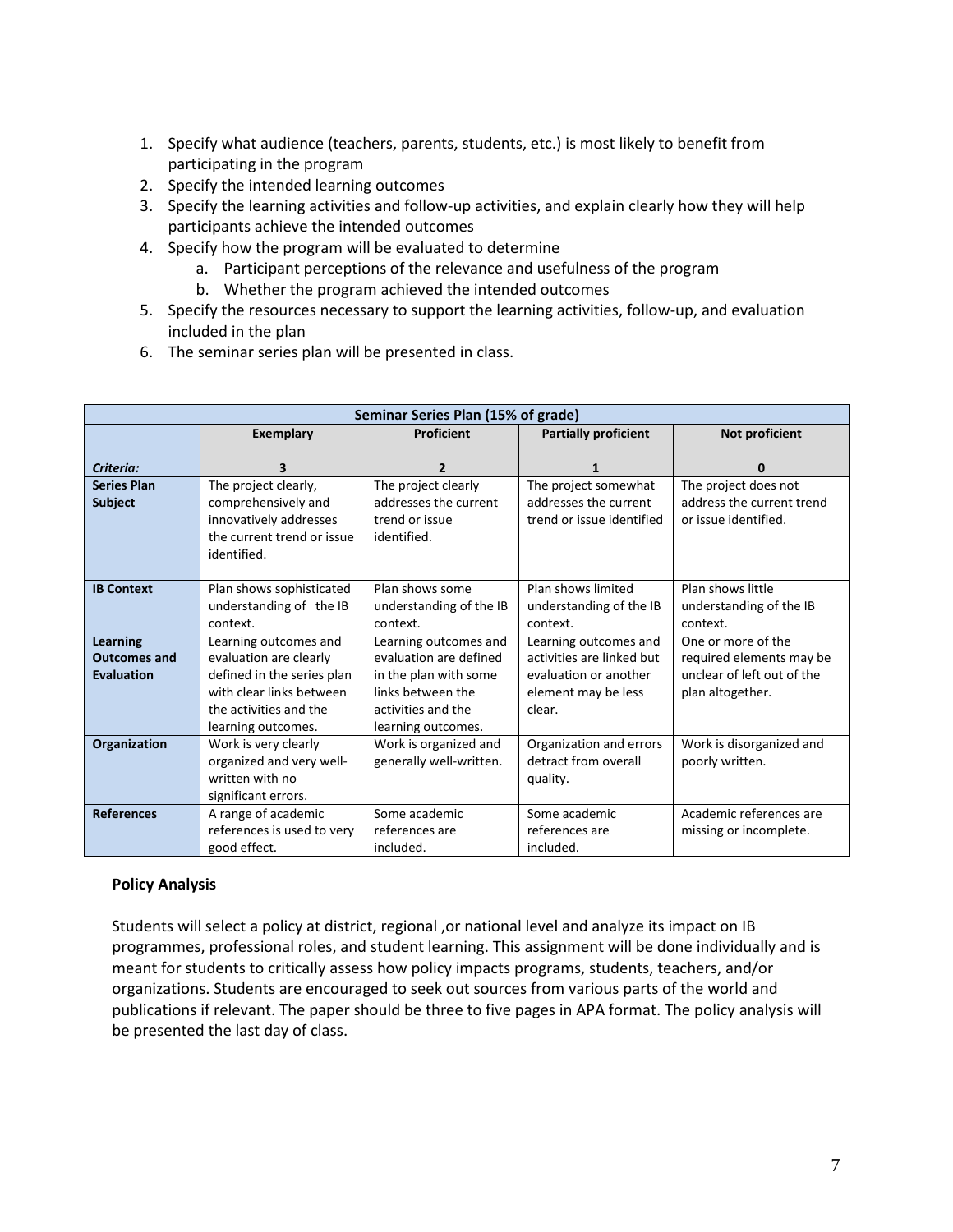1. Specify what audience (teachers, parents, students, etc.) is most likely to benefit from participating in the program
2. Specify the intended learning outcomes
3. Specify the learning activities and follow-up activities, and explain clearly how they will help participants achieve the intended outcomes
4. Specify how the program will be evaluated to determine
   a. Participant perceptions of the relevance and usefulness of the program
   b. Whether the program achieved the intended outcomes
5. Specify the resources necessary to support the learning activities, follow-up, and evaluation included in the plan
6. The seminar series plan will be presented in class.

| **Seminar Series Plan (15% of grade)** | | | | |
|---|---|---|---|---|
| *Criteria:* | **Exemplary**<br>**3** | **Proficient**<br>**2** | **Partially proficient**<br>**1** | **Not proficient**<br>**0** |
| **Series Plan Subject** | The project clearly, comprehensively and innovatively addresses the current trend or issue identified. | The project clearly addresses the current trend or issue identified. | The project somewhat addresses the current trend or issue identified | The project does not address the current trend or issue identified. |
| **IB Context** | Plan shows sophisticated understanding of the IB context. | Plan shows some understanding of the IB context. | Plan shows limited understanding of the IB context. | Plan shows little understanding of the IB context. |
| **Learning Outcomes and Evaluation** | Learning outcomes and evaluation are clearly defined in the series plan with clear links between the activities and the learning outcomes. | Learning outcomes and evaluation are defined in the plan with some links between the activities and the learning outcomes. | Learning outcomes and activities are linked but evaluation or another element may be less clear. | One or more of the required elements may be unclear of left out of the plan altogether. |
| **Organization** | Work is very clearly organized and very well-written with no significant errors. | Work is organized and generally well-written. | Organization and errors detract from overall quality. | Work is disorganized and poorly written. |
| **References** | A range of academic references is used to very good effect. | Some academic references are included. | Some academic references are included. | Academic references are missing or incomplete. |

**Policy Analysis**

Students will select a policy at district, regional ,or national level and analyze its impact on IB programmes, professional roles, and student learning. This assignment will be done individually and is meant for students to critically assess how policy impacts programs, students, teachers, and/or organizations. Students are encouraged to seek out sources from various parts of the world and publications if relevant. The paper should be three to five pages in APA format. The policy analysis will be presented the last day of class.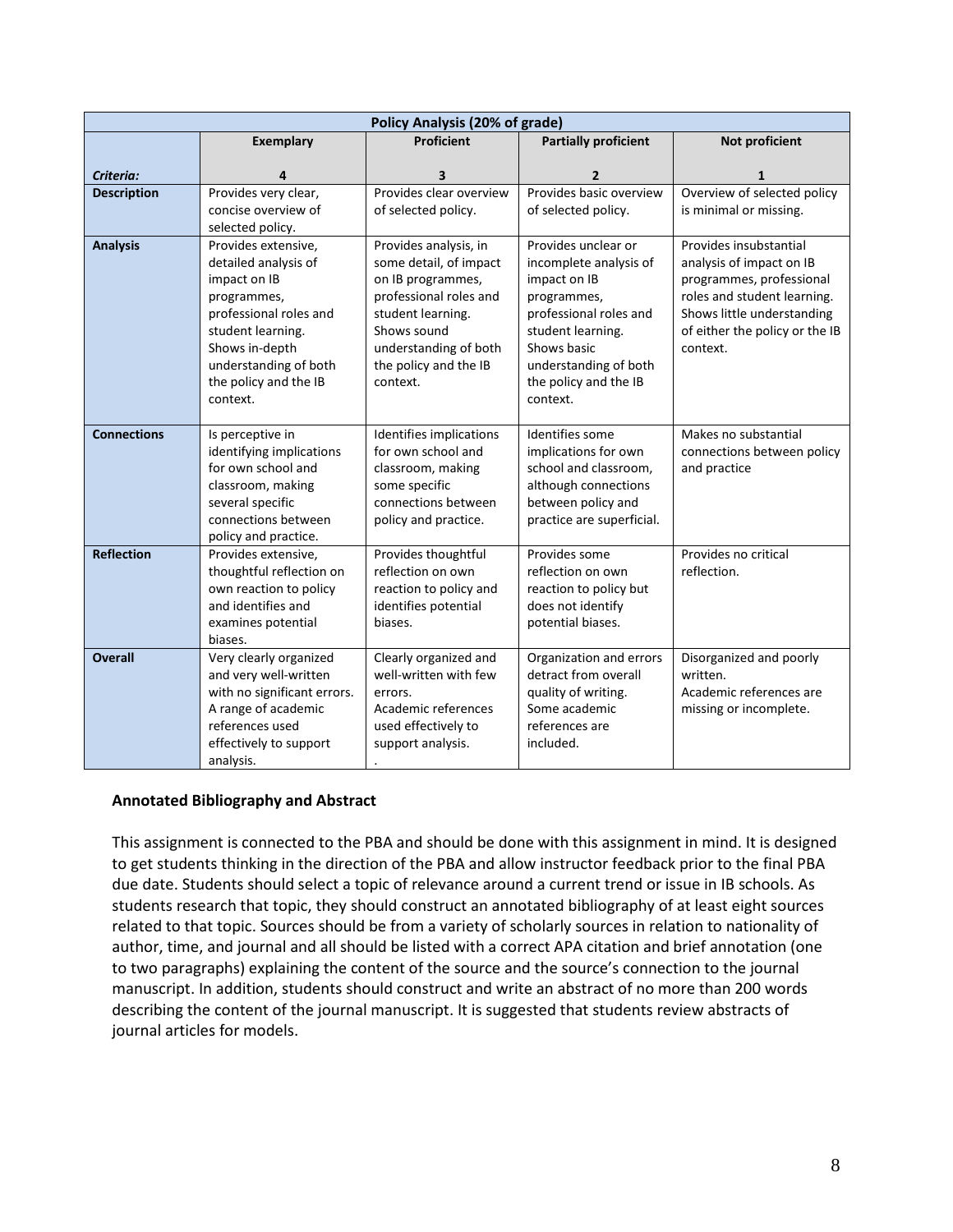| Policy Analysis (20% of grade) | | | | |
|---|---|---|---|---|
| | **Exemplary** | **Proficient** | **Partially proficient** | **Not proficient** |
| ***Criteria:*** | **4** | **3** | **2** | **1** |
| **Description** | Provides very clear, concise overview of selected policy. | Provides clear overview of selected policy. | Provides basic overview of selected policy. | Overview of selected policy is minimal or missing. |
| **Analysis** | Provides extensive, detailed analysis of impact on IB programmes, professional roles and student learning. Shows in-depth understanding of both the policy and the IB context. | Provides analysis, in some detail, of impact on IB programmes, professional roles and student learning. Shows sound understanding of both the policy and the IB context. | Provides unclear or incomplete analysis of impact on IB programmes, professional roles and student learning. Shows basic understanding of both the policy and the IB context. | Provides insubstantial analysis of impact on IB programmes, professional roles and student learning. Shows little understanding of either the policy or the IB context. |
| **Connections** | Is perceptive in identifying implications for own school and classroom, making several specific connections between policy and practice. | Identifies implications for own school and classroom, making some specific connections between policy and practice. | Identifies some implications for own school and classroom, although connections between policy and practice are superficial. | Makes no substantial connections between policy and practice |
| **Reflection** | Provides extensive, thoughtful reflection on own reaction to policy and identifies and examines potential biases. | Provides thoughtful reflection on own reaction to policy and identifies potential biases. | Provides some reflection on own reaction to policy but does not identify potential biases. | Provides no critical reflection. |
| **Overall** | Very clearly organized and very well-written with no significant errors. A range of academic references used effectively to support analysis. | Clearly organized and well-written with few errors. Academic references used effectively to support analysis. . | Organization and errors detract from overall quality of writing. Some academic references are included. | Disorganized and poorly written. Academic references are missing or incomplete. |

**Annotated Bibliography and Abstract**

This assignment is connected to the PBA and should be done with this assignment in mind. It is designed to get students thinking in the direction of the PBA and allow instructor feedback prior to the final PBA due date. Students should select a topic of relevance around a current trend or issue in IB schools. As students research that topic, they should construct an annotated bibliography of at least eight sources related to that topic. Sources should be from a variety of scholarly sources in relation to nationality of author, time, and journal and all should be listed with a correct APA citation and brief annotation (one to two paragraphs) explaining the content of the source and the source's connection to the journal manuscript. In addition, students should construct and write an abstract of no more than 200 words describing the content of the journal manuscript. It is suggested that students review abstracts of journal articles for models.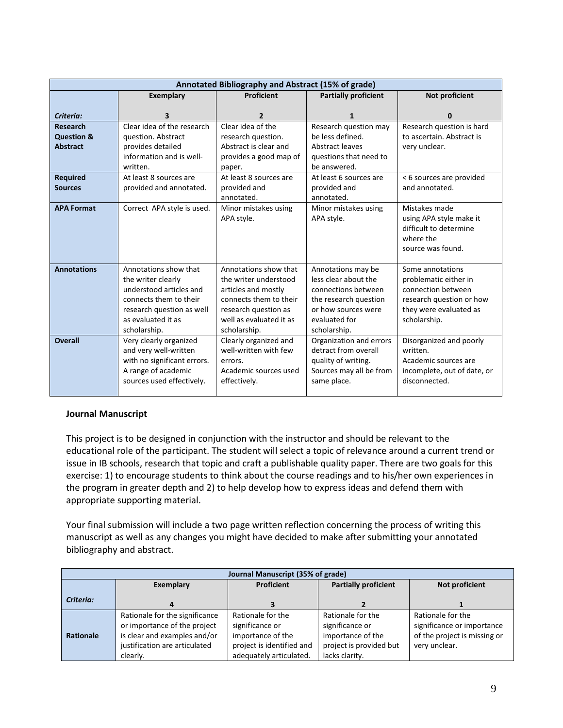| Annotated Bibliography and Abstract (15% of grade) | | | | |
|---|---|---|---|---|
| *Criteria:* | **Exemplary** 3 | **Proficient** 2 | **Partially proficient** 1 | **Not proficient** 0 |
| **Research Question & Abstract** | Clear idea of the research question. Abstract provides detailed information and is well-written. | Clear idea of the research question. Abstract is clear and provides a good map of paper. | Research question may be less defined. Abstract leaves questions that need to be answered. | Research question is hard to ascertain. Abstract is very unclear. |
| **Required Sources** | At least 8 sources are provided and annotated. | At least 8 sources are provided and annotated. | At least 6 sources are provided and annotated. | < 6 sources are provided and annotated. |
| **APA Format** | Correct APA style is used. | Minor mistakes using APA style. | Minor mistakes using APA style. | Mistakes made using APA style make it difficult to determine where the source was found. |
| **Annotations** | Annotations show that the writer clearly understood articles and connects them to their research question as well as evaluated it as scholarship. | Annotations show that the writer understood articles and mostly connects them to their research question as well as evaluated it as scholarship. | Annotations may be less clear about the connections between the research question or how sources were evaluated for scholarship. | Some annotations problematic either in connection between research question or how they were evaluated as scholarship. |
| **Overall** | Very clearly organized and very well-written with no significant errors. A range of academic sources used effectively. | Clearly organized and well-written with few errors. Academic sources used effectively. | Organization and errors detract from overall quality of writing. Sources may all be from same place. | Disorganized and poorly written. Academic sources are incomplete, out of date, or disconnected. |

**Journal Manuscript**

This project is to be designed in conjunction with the instructor and should be relevant to the educational role of the participant. The student will select a topic of relevance around a current trend or issue in IB schools, research that topic and craft a publishable quality paper. There are two goals for this exercise: 1) to encourage students to think about the course readings and to his/her own experiences in the program in greater depth and 2) to help develop how to express ideas and defend them with appropriate supporting material.

Your final submission will include a two page written reflection concerning the process of writing this manuscript as well as any changes you might have decided to make after submitting your annotated bibliography and abstract.

| Journal Manuscript (35% of grade) | | | | |
|---|---|---|---|---|
| *Criteria:* | **Exemplary** 4 | **Proficient** 3 | **Partially proficient** 2 | **Not proficient** 1 |
| **Rationale** | Rationale for the significance or importance of the project is clear and examples and/or justification are articulated clearly. | Rationale for the significance or importance of the project is identified and adequately articulated. | Rationale for the significance or importance of the project is provided but lacks clarity. | Rationale for the significance or importance of the project is missing or very unclear. |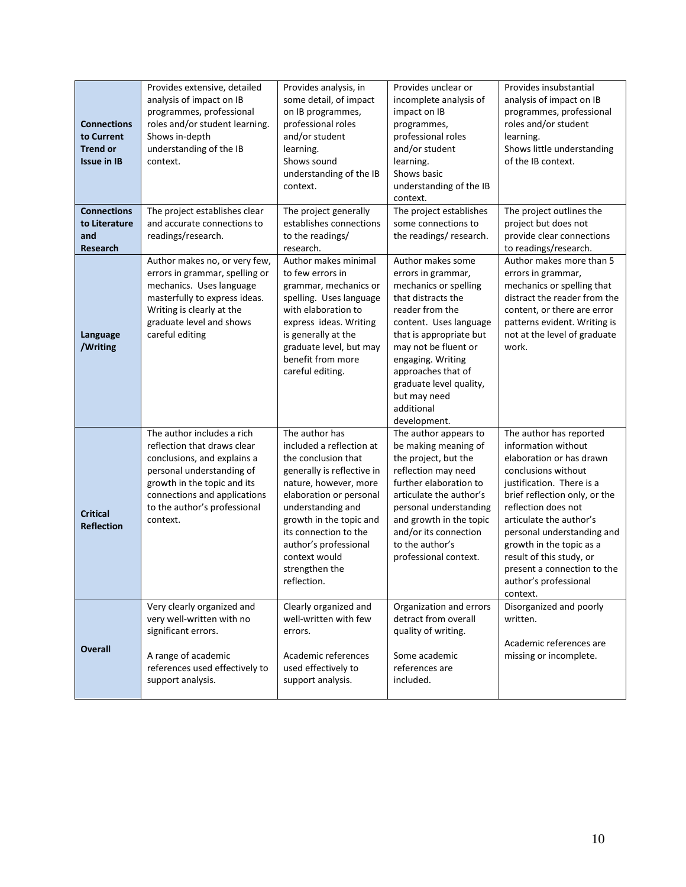| | | | | |
|---|---|---|---|---|
| **Connections to Current Trend or Issue in IB** | Provides extensive, detailed analysis of impact on IB programmes, professional roles and/or student learning. Shows in-depth understanding of the IB context. | Provides analysis, in some detail, of impact on IB programmes, professional roles and/or student learning. Shows sound understanding of the IB context. | Provides unclear or incomplete analysis of impact on IB programmes, professional roles and/or student learning. Shows basic understanding of the IB context. | Provides insubstantial analysis of impact on IB programmes, professional roles and/or student learning. Shows little understanding of the IB context. |
| **Connections to Literature and Research** | The project establishes clear and accurate connections to readings/research. | The project generally establishes connections to the readings/ research. | The project establishes some connections to the readings/ research. | The project outlines the project but does not provide clear connections to readings/research. |
| **Language /Writing** | Author makes no, or very few, errors in grammar, spelling or mechanics. Uses language masterfully to express ideas. Writing is clearly at the graduate level and shows careful editing | Author makes minimal to few errors in grammar, mechanics or spelling. Uses language with elaboration to express ideas. Writing is generally at the graduate level, but may benefit from more careful editing. | Author makes some errors in grammar, mechanics or spelling that distracts the reader from the content. Uses language that is appropriate but may not be fluent or engaging. Writing approaches that of graduate level quality, but may need additional development. | Author makes more than 5 errors in grammar, mechanics or spelling that distract the reader from the content, or there are error patterns evident. Writing is not at the level of graduate work. |
| **Critical Reflection** | The author includes a rich reflection that draws clear conclusions, and explains a personal understanding of growth in the topic and its connections and applications to the author's professional context. | The author has included a reflection at the conclusion that generally is reflective in nature, however, more elaboration or personal understanding and growth in the topic and its connection to the author's professional context would strengthen the reflection. | The author appears to be making meaning of the project, but the reflection may need further elaboration to articulate the author's personal understanding and growth in the topic and/or its connection to the author's professional context. | The author has reported information without elaboration or has drawn conclusions without justification. There is a brief reflection only, or the reflection does not articulate the author's personal understanding and growth in the topic as a result of this study, or present a connection to the author's professional context. |
| **Overall** | Very clearly organized and very well-written with no significant errors.<br><br>A range of academic references used effectively to support analysis. | Clearly organized and well-written with few errors.<br><br>Academic references used effectively to support analysis. | Organization and errors detract from overall quality of writing.<br><br>Some academic references are included. | Disorganized and poorly written.<br><br>Academic references are missing or incomplete. |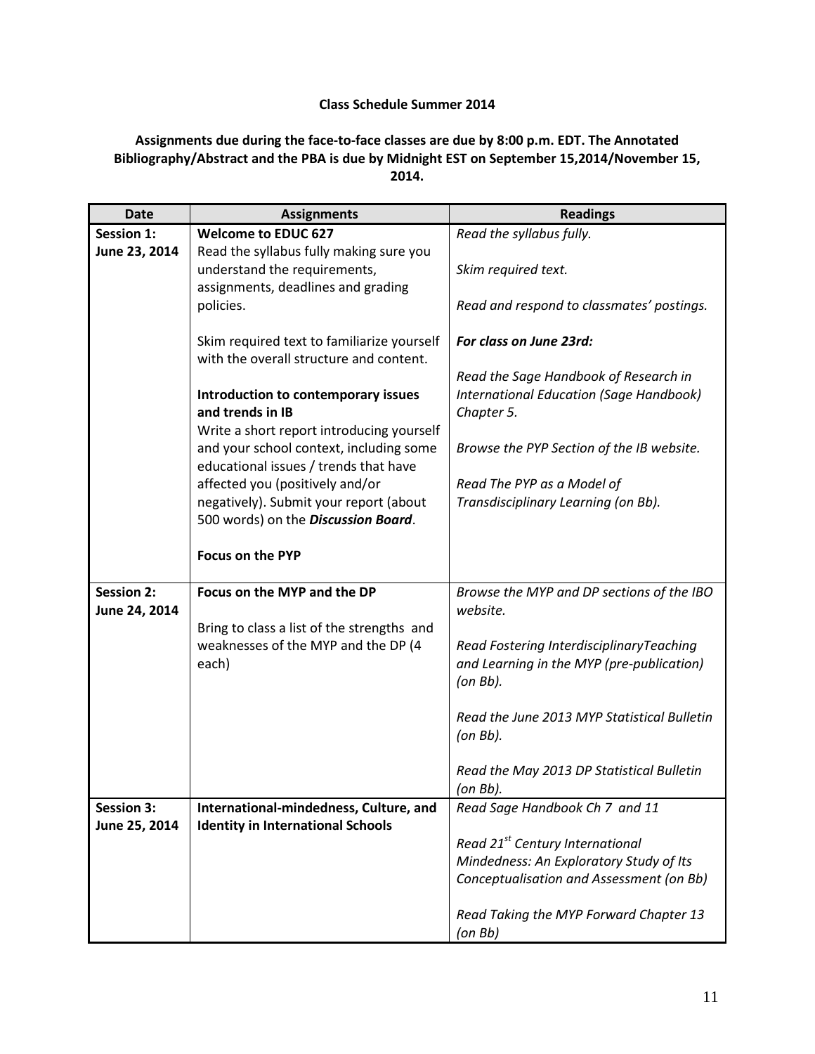**Class Schedule Summer 2014**

**Assignments due during the face-to-face classes are due by 8:00 p.m. EDT. The Annotated Bibliography/Abstract and the PBA is due by Midnight EST on September 15,2014/November 15, 2014.**

| Date | Assignments | Readings |
|---|---|---|
| **Session 1: June 23, 2014** | **Welcome to EDUC 627**<br>Read the syllabus fully making sure you understand the requirements, assignments, deadlines and grading policies.<br><br>Skim required text to familiarize yourself with the overall structure and content.<br><br>**Introduction to contemporary issues and trends in IB**<br>Write a short report introducing yourself and your school context, including some educational issues / trends that have affected you (positively and/or negatively). Submit your report (about 500 words) on the ***Discussion Board***.<br><br>**Focus on the PYP** | *Read the syllabus fully.*<br><br>*Skim required text.*<br><br>*Read and respond to classmates' postings.*<br><br>***For class on June 23rd:***<br><br>*Read the Sage Handbook of Research in International Education (Sage Handbook) Chapter 5.*<br><br>*Browse the PYP Section of the IB website.*<br><br>*Read The PYP as a Model of Transdisciplinary Learning (on Bb).* |
| **Session 2: June 24, 2014** | **Focus on the MYP and the DP**<br><br>Bring to class a list of the strengths and weaknesses of the MYP and the DP (4 each) | *Browse the MYP and DP sections of the IBO website.*<br><br>*Read Fostering InterdisciplinaryTeaching and Learning in the MYP (pre-publication) (on Bb).*<br><br>*Read the June 2013 MYP Statistical Bulletin (on Bb).*<br><br>*Read the May 2013 DP Statistical Bulletin (on Bb).* |
| **Session 3: June 25, 2014** | **International-mindedness, Culture, and Identity in International Schools** | *Read Sage Handbook Ch 7 and 11*<br><br>*Read 21st Century International Mindedness: An Exploratory Study of Its Conceptualisation and Assessment (on Bb)*<br><br>*Read Taking the MYP Forward Chapter 13 (on Bb)* |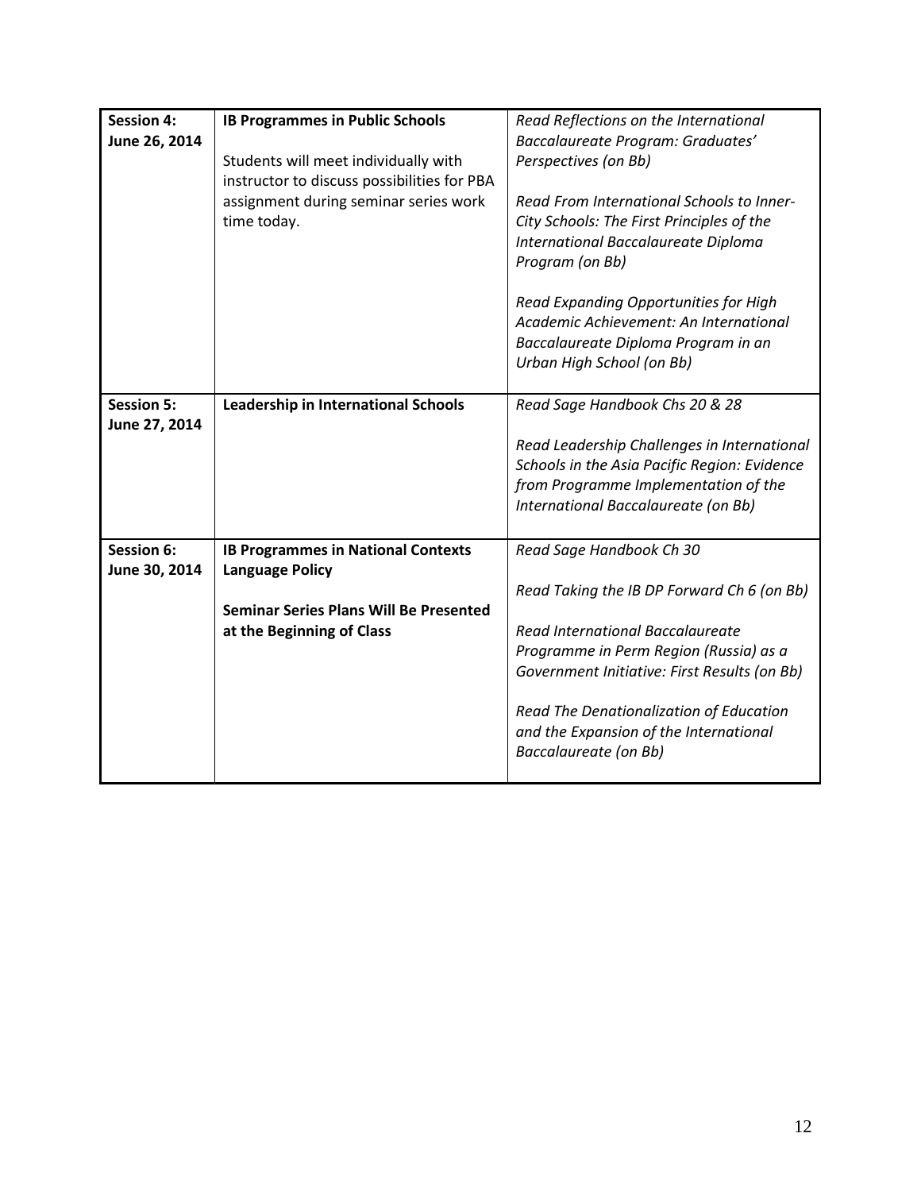| | | |
|---|---|---|
| **Session 4: June 26, 2014** | **IB Programmes in Public Schools**<br><br>Students will meet individually with instructor to discuss possibilities for PBA assignment during seminar series work time today. | *Read Reflections on the International Baccalaureate Program: Graduates' Perspectives (on Bb)*<br><br>*Read From International Schools to Inner-City Schools: The First Principles of the International Baccalaureate Diploma Program (on Bb)*<br><br>*Read Expanding Opportunities for High Academic Achievement: An International Baccalaureate Diploma Program in an Urban High School (on Bb)* |
| **Session 5: June 27, 2014** | **Leadership in International Schools** | *Read Sage Handbook Chs 20 & 28*<br><br>*Read Leadership Challenges in International Schools in the Asia Pacific Region: Evidence from Programme Implementation of the International Baccalaureate (on Bb)* |
| **Session 6: June 30, 2014** | **IB Programmes in National Contexts**<br>**Language Policy**<br><br>**Seminar Series Plans Will Be Presented at the Beginning of Class** | *Read Sage Handbook Ch 30*<br><br>*Read Taking the IB DP Forward Ch 6 (on Bb)*<br><br>*Read International Baccalaureate Programme in Perm Region (Russia) as a Government Initiative: First Results (on Bb)*<br><br>*Read The Denationalization of Education and the Expansion of the International Baccalaureate (on Bb)* |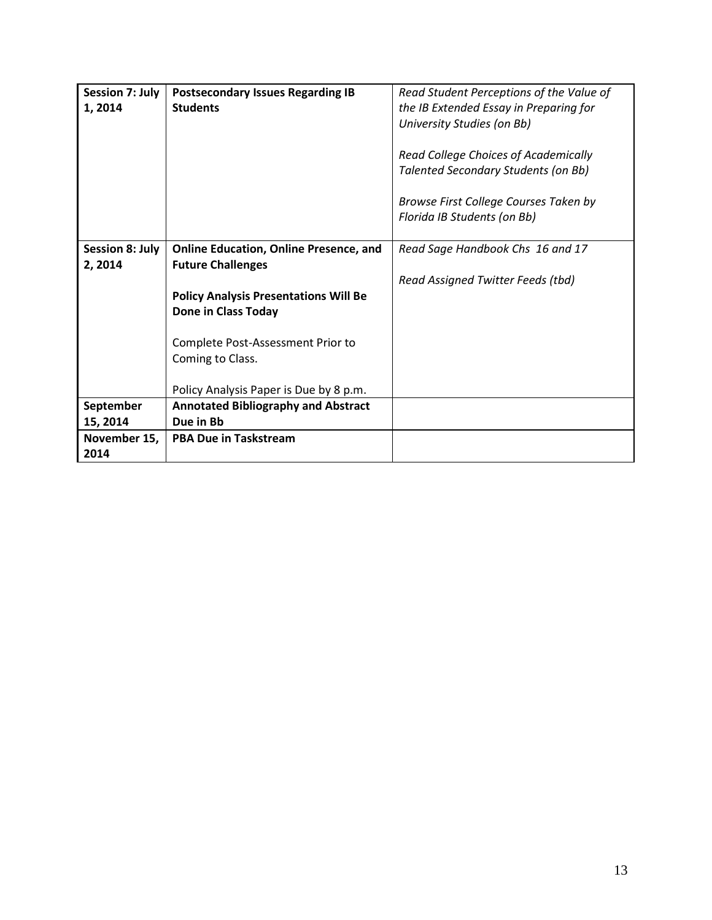| | | |
|---|---|---|
| **Session 7: July 1, 2014** | **Postsecondary Issues Regarding IB Students** | *Read Student Perceptions of the Value of the IB Extended Essay in Preparing for University Studies (on Bb)*<br><br>*Read College Choices of Academically Talented Secondary Students (on Bb)*<br><br>*Browse First College Courses Taken by Florida IB Students (on Bb)* |
| **Session 8: July 2, 2014** | **Online Education, Online Presence, and Future Challenges**<br><br>**Policy Analysis Presentations Will Be Done in Class Today**<br><br>Complete Post-Assessment Prior to Coming to Class.<br><br>Policy Analysis Paper is Due by 8 p.m. | *Read Sage Handbook Chs 16 and 17*<br><br>*Read Assigned Twitter Feeds (tbd)* |
| **September 15, 2014** | **Annotated Bibliography and Abstract Due in Bb** | |
| **November 15, 2014** | **PBA Due in Taskstream** | |